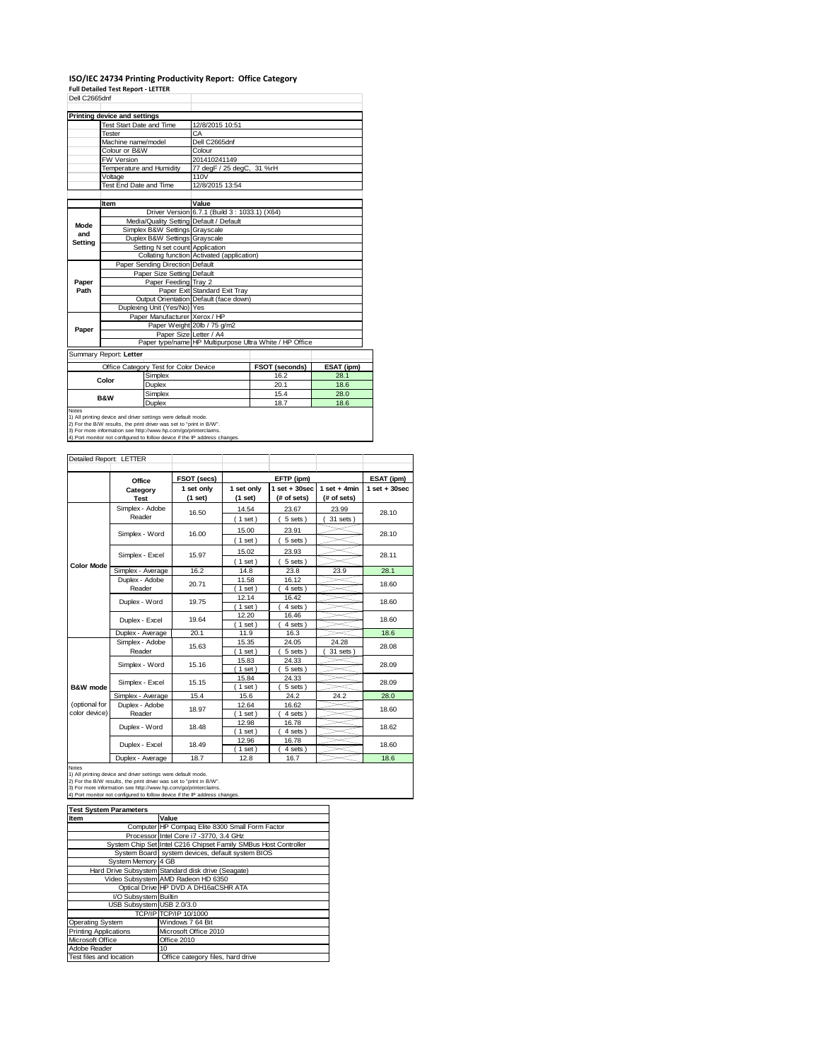# ISO/IEC 24734 Printing Productivity Report: Office Category

**Full Detailed Test Report - LETTER**

Dell C2665dnf

**Printing device and settings**

| | |
|---|---|
| Test Start Date and Time | 12/8/2015 10:51 |
| Tester | CA |
| Machine name/model | Dell C2665dnf |
| Colour or B&W | Colour |
| FW Version | 201410241149 |
| Temperature and Humidity | 77 degF / 25 degC, 31 %rH |
| Voltage | 110V |
| Test End Date and Time | 12/8/2015 13:54 |

| | Item | Value |
|---|---|---|
| Mode and Setting | Driver Version | 6.7.1 (Build 3 : 1033.1) (X64) |
| | Media/Quality Setting | Default / Default |
| | Simplex B&W Settings | Grayscale |
| | Duplex B&W Settings | Grayscale |
| | Setting N set count | Application |
| | Collating function | Activated (application) |
| Paper Path | Paper Sending Direction | Default |
| | Paper Size Setting | Default |
| | Paper Feeding | Tray 2 |
| | Paper Exit | Standard Exit Tray |
| | Output Orientation | Default (face down) |
| | Duplexing Unit (Yes/No) | Yes |
| Paper | Paper Manufacturer | Xerox / HP |
| | Paper Weight | 20lb / 75 g/m2 |
| | Paper Size | Letter / A4 |
| | Paper type/name | HP Multipurpose Ultra White / HP Office |

Summary Report: **Letter**

| Office Category Test for Color Device | | FSOT (seconds) | ESAT (ipm) |
|---|---|---|---|
| Color | Simplex | 16.2 | 28.1 |
| | Duplex | 20.1 | 18.6 |
| B&W | Simplex | 15.4 | 28.0 |
| | Duplex | 18.7 | 18.6 |

Notes
1) All printing device and driver settings were default mode.
2) For the B/W results, the print driver was set to "print in B/W".
3) For more information see http://www.hp.com/go/printerclaims.
4) Port monitor not configured to follow device if the IP address changes.

Detailed Report: LETTER

| | Office Category Test | FSOT (secs) 1 set only (1 set) | EFTP (ipm) 1 set only (1 set) | EFTP (ipm) 1 set + 30sec (# of sets) | EFTP (ipm) 1 set + 4min (# of sets) | ESAT (ipm) 1 set + 30sec |
|---|---|---|---|---|---|---|
| Color Mode | Simplex - Adobe Reader | 16.50 | 14.54 (1 set) | 23.67 (5 sets) | 23.99 (31 sets) | 28.10 |
| | Simplex - Word | 16.00 | 15.00 (1 set) | 23.91 (5 sets) | | 28.10 |
| | Simplex - Excel | 15.97 | 15.02 (1 set) | 23.93 (5 sets) | | 28.11 |
| | Simplex - Average | 16.2 | 14.8 | 23.8 | 23.9 | 28.1 |
| | Duplex - Adobe Reader | 20.71 | 11.58 (1 set) | 16.12 (4 sets) | | 18.60 |
| | Duplex - Word | 19.75 | 12.14 (1 set) | 16.42 (4 sets) | | 18.60 |
| | Duplex - Excel | 19.64 | 12.20 (1 set) | 16.46 (4 sets) | | 18.60 |
| | Duplex - Average | 20.1 | 11.9 | 16.3 | | 18.6 |
| B&W mode (optional for color device) | Simplex - Adobe Reader | 15.63 | 15.35 (1 set) | 24.05 (5 sets) | 24.28 (31 sets) | 28.08 |
| | Simplex - Word | 15.16 | 15.83 (1 set) | 24.33 (5 sets) | | 28.09 |
| | Simplex - Excel | 15.15 | 15.84 (1 set) | 24.33 (5 sets) | | 28.09 |
| | Simplex - Average | 15.4 | 15.6 | 24.2 | 24.2 | 28.0 |
| | Duplex - Adobe Reader | 18.97 | 12.64 (1 set) | 16.62 (4 sets) | | 18.60 |
| | Duplex - Word | 18.48 | 12.98 (1 set) | 16.78 (4 sets) | | 18.62 |
| | Duplex - Excel | 18.49 | 12.96 (1 set) | 16.78 (4 sets) | | 18.60 |
| | Duplex - Average | 18.7 | 12.8 | 16.7 | | 18.6 |

Notes
1) All printing device and driver settings were default mode.
2) For the B/W results, the print driver was set to "print in B/W".
3) For more information see http://www.hp.com/go/printerclaims.
4) Port monitor not configured to follow device if the IP address changes.

**Test System Parameters**

| Item | Value |
|---|---|
| Computer | HP Compaq Elite 8300 Small Form Factor |
| Processor | Intel Core i7 -3770, 3.4 GHz |
| System Chip Set | Intel C216 Chipset Family SMBus Host Controller |
| System Board | system devices, default system BIOS |
| System Memory | 4 GB |
| Hard Drive Subsystem | Standard disk drive (Seagate) |
| Video Subsystem | AMD Radeon HD 6350 |
| Optical Drive | HP DVD A DH16aCSHR ATA |
| I/O Subsystem | Builtin |
| USB Subsystem | USB 2.0/3.0 |
| TCP/IP | TCP/IP 10/1000 |
| Operating System | Windows 7 64 Bit |
| Printing Applications | Microsoft Office 2010 |
| Microsoft Office | Office 2010 |
| Adobe Reader | 10 |
| Test files and location | Office category files, hard drive |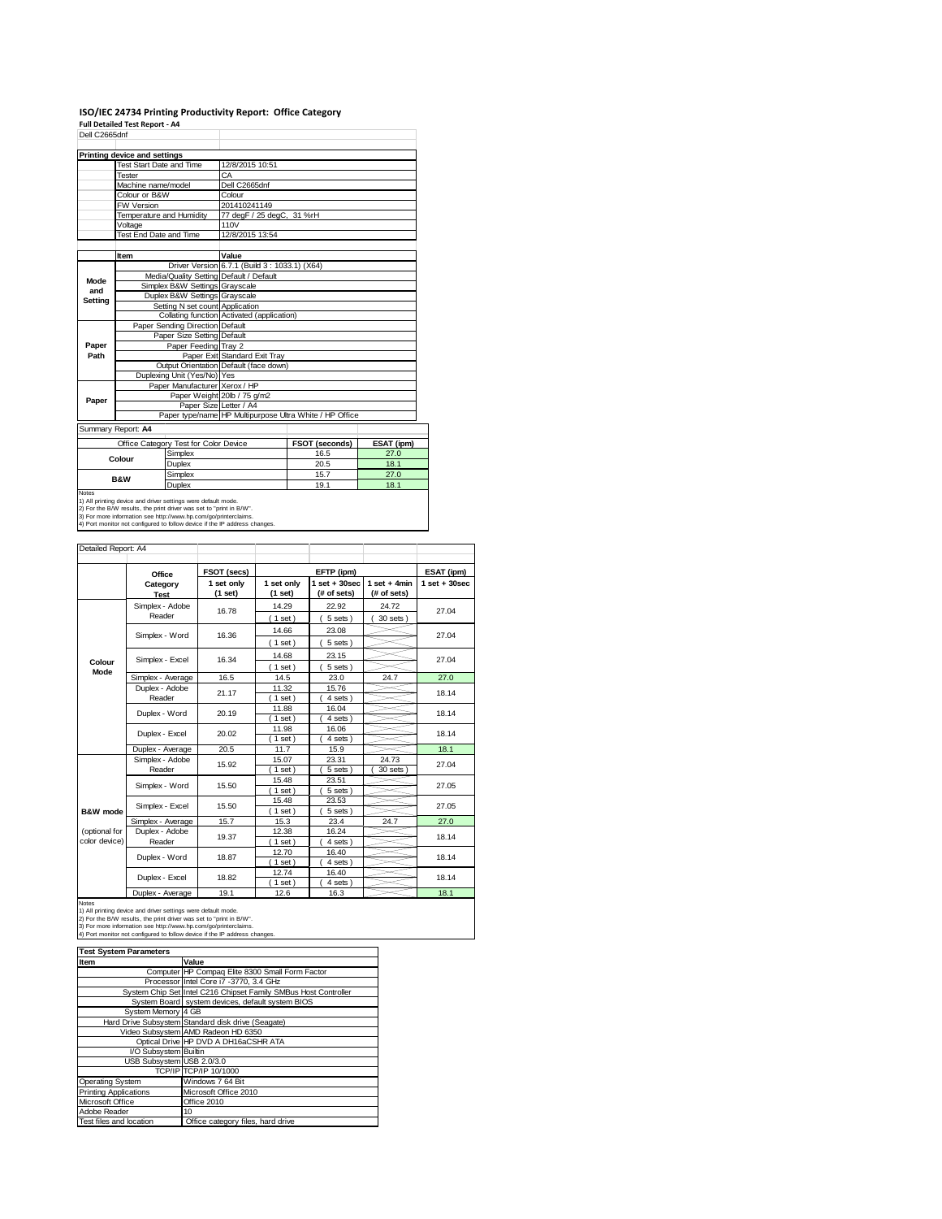# ISO/IEC 24734 Printing Productivity Report: Office Category

**Full Detailed Test Report - A4**

Dell C2665dnf

| Printing device and settings | | |
|---|---|---|
| | Test Start Date and Time | 12/8/2015 10:51 |
| | Tester | CA |
| | Machine name/model | Dell C2665dnf |
| | Colour or B&W | Colour |
| | FW Version | 201410241149 |
| | Temperature and Humidity | 77 degF / 25 degC, 31 %rH |
| | Voltage | 110V |
| | Test End Date and Time | 12/8/2015 13:54 |

| | Item | Value |
|---|---|---|
| Mode and Setting | Driver Version | 6.7.1 (Build 3 : 1033.1) (X64) |
| | Media/Quality Setting | Default / Default |
| | Simplex B&W Settings | Grayscale |
| | Duplex B&W Settings | Grayscale |
| | Setting N set count | Application |
| | Collating function | Activated (application) |
| Paper Path | Paper Sending Direction | Default |
| | Paper Size Setting | Default |
| | Paper Feeding | Tray 2 |
| | Paper Exit | Standard Exit Tray |
| | Output Orientation | Default (face down) |
| | Duplexing Unit (Yes/No) | Yes |
| Paper | Paper Manufacturer | Xerox / HP |
| | Paper Weight | 20lb / 75 g/m2 |
| | Paper Size | Letter / A4 |
| | Paper type/name | HP Multipurpose Ultra White / HP Office |

Summary Report: **A4**

| Office Category Test for Color Device | | FSOT (seconds) | ESAT (ipm) |
|---|---|---|---|
| Colour | Simplex | 16.5 | 27.0 |
| | Duplex | 20.5 | 18.1 |
| B&W | Simplex | 15.7 | 27.0 |
| | Duplex | 19.1 | 18.1 |

Notes
1) All printing device and driver settings were default mode.
2) For the B/W results, the print driver was set to "print in B/W".
3) For more information see http://www.hp.com/go/printerclaims.
4) Port monitor not configured to follow device if the IP address changes.

Detailed Report: A4

| | Office Category Test | FSOT (secs) 1 set only (1 set) | EFTP (ipm) 1 set only (1 set) | EFTP (ipm) 1 set + 30sec (# of sets) | EFTP (ipm) 1 set + 4min (# of sets) | ESAT (ipm) 1 set + 30sec |
|---|---|---|---|---|---|---|
| Colour Mode | Simplex - Adobe Reader | 16.78 | 14.29 (1 set) | 22.92 (5 sets) | 24.72 (30 sets) | 27.04 |
| | Simplex - Word | 16.36 | 14.66 (1 set) | 23.08 (5 sets) | | 27.04 |
| | Simplex - Excel | 16.34 | 14.68 (1 set) | 23.15 (5 sets) | | 27.04 |
| | Simplex - Average | 16.5 | 14.5 | 23.0 | 24.7 | 27.0 |
| | Duplex - Adobe Reader | 21.17 | 11.32 (1 set) | 15.76 (4 sets) | | 18.14 |
| | Duplex - Word | 20.19 | 11.88 (1 set) | 16.04 (4 sets) | | 18.14 |
| | Duplex - Excel | 20.02 | 11.98 (1 set) | 16.06 (4 sets) | | 18.14 |
| | Duplex - Average | 20.5 | 11.7 | 15.9 | | 18.1 |
| B&W mode (optional for color device) | Simplex - Adobe Reader | 15.92 | 15.07 (1 set) | 23.31 (5 sets) | 24.73 (30 sets) | 27.04 |
| | Simplex - Word | 15.50 | 15.48 (1 set) | 23.51 (5 sets) | | 27.05 |
| | Simplex - Excel | 15.50 | 15.48 (1 set) | 23.53 (5 sets) | | 27.05 |
| | Simplex - Average | 15.7 | 15.3 | 23.4 | 24.7 | 27.0 |
| | Duplex - Adobe Reader | 19.37 | 12.38 (1 set) | 16.24 (4 sets) | | 18.14 |
| | Duplex - Word | 18.87 | 12.70 (1 set) | 16.40 (4 sets) | | 18.14 |
| | Duplex - Excel | 18.82 | 12.74 (1 set) | 16.40 (4 sets) | | 18.14 |
| | Duplex - Average | 19.1 | 12.6 | 16.3 | | 18.1 |

Notes
1) All printing device and driver settings were default mode.
2) For the B/W results, the print driver was set to "print in B/W".
3) For more information see http://www.hp.com/go/printerclaims.
4) Port monitor not configured to follow device if the IP address changes.

| Test System Parameters | |
|---|---|
| **Item** | **Value** |
| Computer | HP Compaq Elite 8300 Small Form Factor |
| Processor | Intel Core i7 -3770, 3.4 GHz |
| System Chip Set | Intel C216 Chipset Family SMBus Host Controller |
| System Board | system devices, default system BIOS |
| System Memory | 4 GB |
| Hard Drive Subsystem | Standard disk drive (Seagate) |
| Video Subsystem | AMD Radeon HD 6350 |
| Optical Drive | HP DVD A DH16aCSHR ATA |
| I/O Subsystem | Builtin |
| USB Subsystem | USB 2.0/3.0 |
| TCP/IP | TCP/IP 10/1000 |
| Operating System | Windows 7 64 Bit |
| Printing Applications | Microsoft Office 2010 |
| Microsoft Office | Office 2010 |
| Adobe Reader | 10 |
| Test files and location | Office category files, hard drive |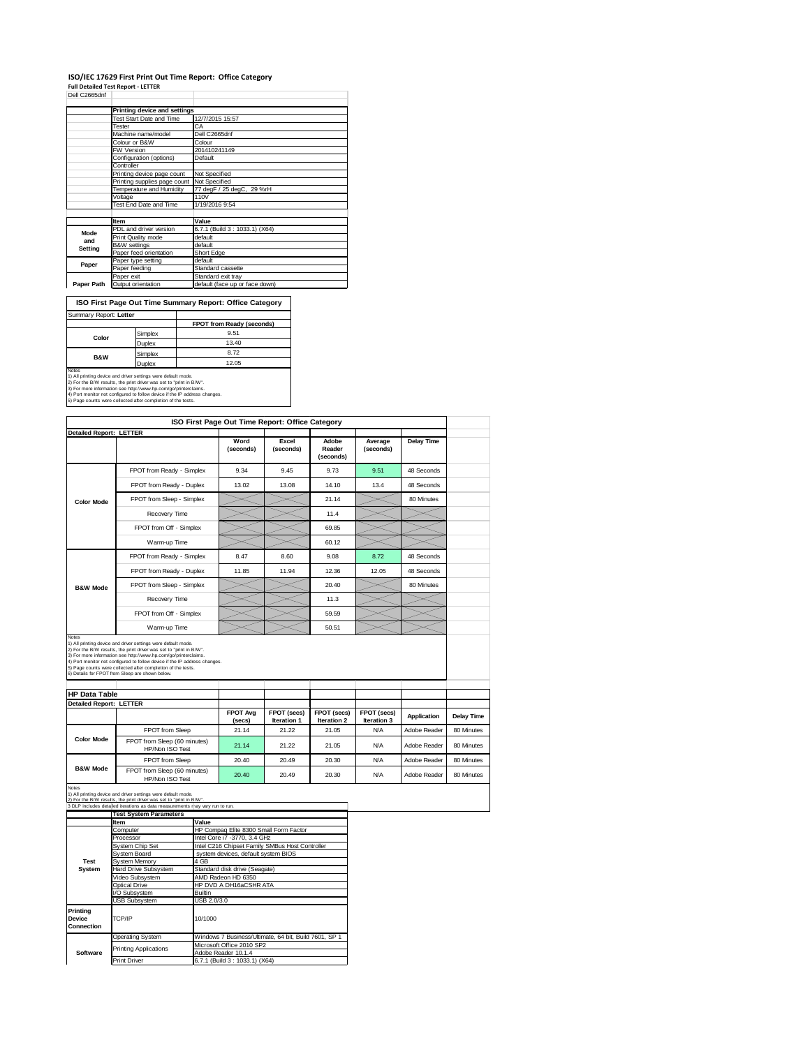# ISO/IEC 17629 First Print Out Time Report: Office Category

**Full Detailed Test Report - LETTER**

Dell C2665dnf

| | Printing device and settings | |
|---|---|---|
| | Test Start Date and Time | 12/7/2015 15:57 |
| | Tester | CA |
| | Machine name/model | Dell C2665dnf |
| | Colour or B&W | Colour |
| | FW Version | 201410241149 |
| | Configuration (options) | Default |
| | Controller | |
| | Printing device page count | Not Specified |
| | Printing supplies page count | Not Specified |
| | Temperature and Humidity | 77 degF / 25 degC, 29 %rH |
| | Voltage | 110V |
| | Test End Date and Time | 1/19/2016 9:54 |

| | Item | Value |
|---|---|---|
| Mode and Setting | PDL and driver version | 6.7.1 (Build 3 : 1033.1) (X64) |
| | Print Quality mode | default |
| | B&W settings | default |
| | Paper feed orientation | Short Edge |
| Paper | Paper type setting | default |
| | Paper feeding | Standard cassette |
| | Paper exit | Standard exit tray |
| Paper Path | Output orientation | default (face up or face down) |

## ISO First Page Out Time Summary Report: Office Category

Summary Report: **Letter**

| | | FPOT from Ready (seconds) |
|---|---|---|
| Color | Simplex | 9.51 |
| | Duplex | 13.40 |
| B&W | Simplex | 8.72 |
| | Duplex | 12.05 |

Notes
1) All printing device and driver settings were default mode.
2) For the B/W results, the print driver was set to "print in B/W".
3) For more information see http://www.hp.com/go/printerclaims.
4) Port monitor not configured to follow device if the IP address changes.
5) Page counts were collected after completion of the tests.

## ISO First Page Out Time Report: Office Category

**Detailed Report: LETTER**

| | | Word (seconds) | Excel (seconds) | Adobe Reader (seconds) | Average (seconds) | Delay Time |
|---|---|---|---|---|---|---|
| Color Mode | FPOT from Ready - Simplex | 9.34 | 9.45 | 9.73 | 9.51 | 48 Seconds |
| | FPOT from Ready - Duplex | 13.02 | 13.08 | 14.10 | 13.4 | 48 Seconds |
| | FPOT from Sleep - Simplex | | | 21.14 | | 80 Minutes |
| | Recovery Time | | | 11.4 | | |
| | FPOT from Off - Simplex | | | 69.85 | | |
| | Warm-up Time | | | 60.12 | | |
| B&W Mode | FPOT from Ready - Simplex | 8.47 | 8.60 | 9.08 | 8.72 | 48 Seconds |
| | FPOT from Ready - Duplex | 11.85 | 11.94 | 12.36 | 12.05 | 48 Seconds |
| | FPOT from Sleep - Simplex | | | 20.40 | | 80 Minutes |
| | Recovery Time | | | 11.3 | | |
| | FPOT from Off - Simplex | | | 59.59 | | |
| | Warm-up Time | | | 50.51 | | |

Notes
1) All printing device and driver settings were default mode.
2) For the B/W results, the print driver was set to "print in B/W".
3) For more information see http://www.hp.com/go/printerclaims.
4) Port monitor not configured to follow device if the IP address changes.
5) Page counts were collected after completion of the tests.
6) Details for FPOT from Sleep are shown below.

## HP Data Table

**Detailed Report: LETTER**

| | | FPOT Avg (secs) | FPOT (secs) Iteration 1 | FPOT (secs) Iteration 2 | FPOT (secs) Iteration 3 | Application | Delay Time |
|---|---|---|---|---|---|---|---|
| Color Mode | FPOT from Sleep | 21.14 | 21.22 | 21.05 | N/A | Adobe Reader | 80 Minutes |
| | FPOT from Sleep (60 minutes) HP/Non ISO Test | 21.14 | 21.22 | 21.05 | N/A | Adobe Reader | 80 Minutes |
| B&W Mode | FPOT from Sleep | 20.40 | 20.49 | 20.30 | N/A | Adobe Reader | 80 Minutes |
| | FPOT from Sleep (60 minutes) HP/Non ISO Test | 20.40 | 20.49 | 20.30 | N/A | Adobe Reader | 80 Minutes |

Notes
1) All printing device and driver settings were default mode.
2) For the B/W results, the print driver was set to "print in B/W".
3 DLP includes detailed iterations as data measurements may vary run to run.

| | Test System Parameters | |
|---|---|---|
| | Item | Value |
| Test System | Computer | HP Compaq Elite 8300 Small Form Factor |
| | Processor | Intel Core i7 -3770, 3.4 GHz |
| | System Chip Set | Intel C216 Chipset Family SMBus Host Controller |
| | System Board | system devices, default system BIOS |
| | System Memory | 4 GB |
| | Hard Drive Subsystem | Standard disk drive (Seagate) |
| | Video Subsystem | AMD Radeon HD 6350 |
| | Optical Drive | HP DVD A DH16aCSHR ATA |
| | I/O Subsystem | Builtin |
| | USB Subsystem | USB 2.0/3.0 |
| Printing Device Connection | TCP/IP | 10/1000 |
| Software | Operating System | Windows 7 Business/Ultimate, 64 bit, Build 7601, SP 1 |
| | Printing Applications | Microsoft Office 2010 SP2 |
| | | Adobe Reader 10.1.4 |
| | Print Driver | 6.7.1 (Build 3 : 1033.1) (X64) |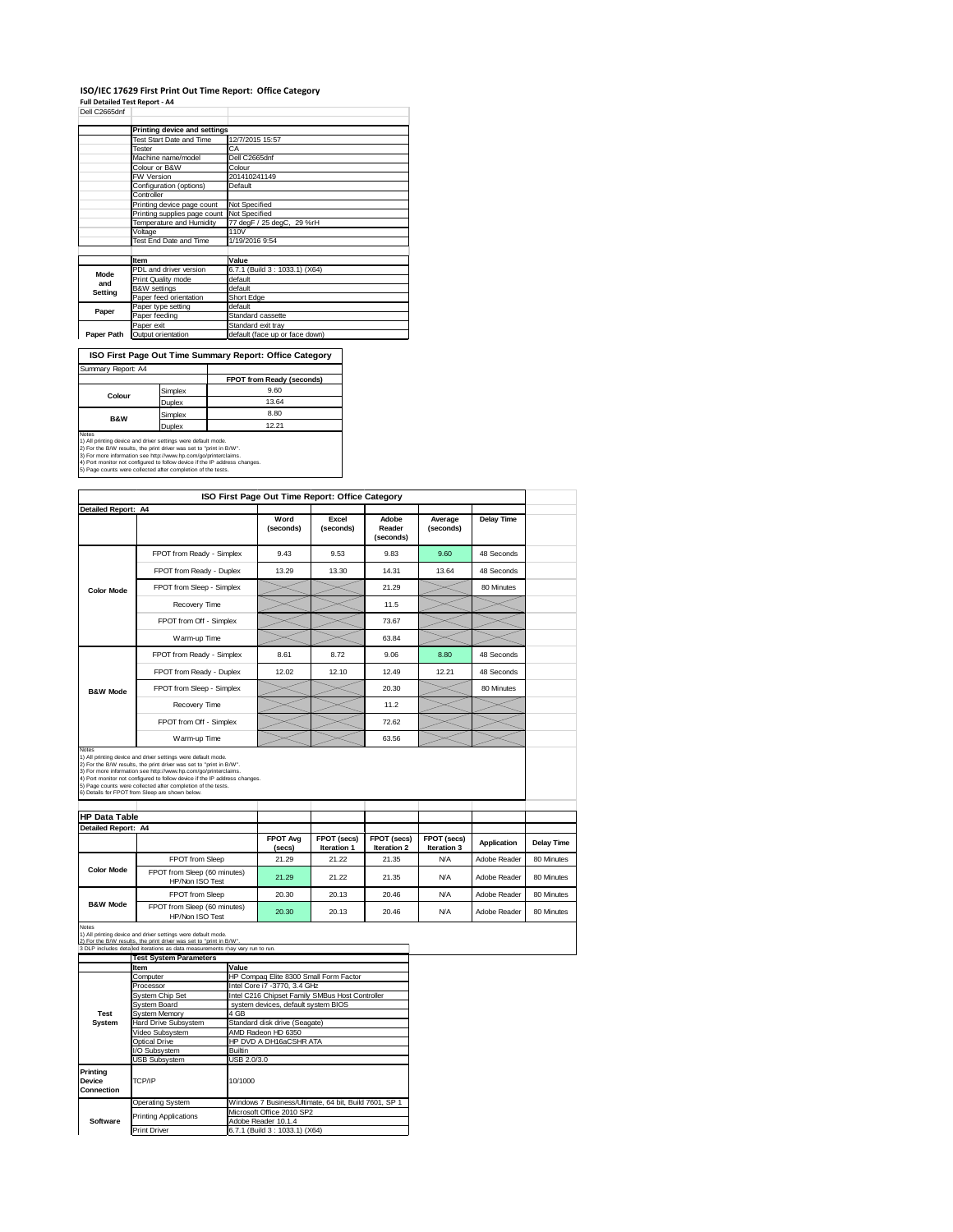# ISO/IEC 17629 First Print Out Time Report: Office Category

**Full Detailed Test Report - A4**

Dell C2665dnf

| | Printing device and settings | |
|---|---|---|
| | Test Start Date and Time | 12/7/2015 15:57 |
| | Tester | CA |
| | Machine name/model | Dell C2665dnf |
| | Colour or B&W | Colour |
| | FW Version | 201410241149 |
| | Configuration (options) | Default |
| | Controller | |
| | Printing device page count | Not Specified |
| | Printing supplies page count | Not Specified |
| | Temperature and Humidity | 77 degF / 25 degC, 29 %rH |
| | Voltage | 110V |
| | Test End Date and Time | 1/19/2016 9:54 |

| | Item | Value |
|---|---|---|
| Mode and Setting | PDL and driver version | 6.7.1 (Build 3 : 1033.1) (X64) |
| | Print Quality mode | default |
| | B&W settings | default |
| | Paper feed orientation | Short Edge |
| Paper | Paper type setting | default |
| | Paper feeding | Standard cassette |
| | Paper exit | Standard exit tray |
| Paper Path | Output orientation | default (face up or face down) |

## ISO First Page Out Time Summary Report: Office Category

Summary Report: A4

| | | FPOT from Ready (seconds) |
|---|---|---|
| Colour | Simplex | 9.60 |
| | Duplex | 13.64 |
| B&W | Simplex | 8.80 |
| | Duplex | 12.21 |

Notes
1) All printing device and driver settings were default mode.
2) For the B/W results, the print driver was set to "print in B/W".
3) For more information see http://www.hp.com/go/printerclaims.
4) Port monitor not configured to follow device if the IP address changes.
5) Page counts were collected after completion of the tests.

## ISO First Page Out Time Report: Office Category

Detailed Report: A4

| | | Word (seconds) | Excel (seconds) | Adobe Reader (seconds) | Average (seconds) | Delay Time |
|---|---|---|---|---|---|---|
| Color Mode | FPOT from Ready - Simplex | 9.43 | 9.53 | 9.83 | 9.60 | 48 Seconds |
| | FPOT from Ready - Duplex | 13.29 | 13.30 | 14.31 | 13.64 | 48 Seconds |
| | FPOT from Sleep - Simplex | | | 21.29 | | 80 Minutes |
| | Recovery Time | | | 11.5 | | |
| | FPOT from Off - Simplex | | | 73.67 | | |
| | Warm-up Time | | | 63.84 | | |
| B&W Mode | FPOT from Ready - Simplex | 8.61 | 8.72 | 9.06 | 8.80 | 48 Seconds |
| | FPOT from Ready - Duplex | 12.02 | 12.10 | 12.49 | 12.21 | 48 Seconds |
| | FPOT from Sleep - Simplex | | | 20.30 | | 80 Minutes |
| | Recovery Time | | | 11.2 | | |
| | FPOT from Off - Simplex | | | 72.62 | | |
| | Warm-up Time | | | 63.56 | | |

Notes
1) All printing device and driver settings were default mode.
2) For the B/W results, the print driver was set to "print in B/W".
3) For more information see http://www.hp.com/go/printerclaims.
4) Port monitor not configured to follow device if the IP address changes.
5) Page counts were collected after completion of the tests.
6) Details for FPOT from Sleep are shown below.

## HP Data Table

Detailed Report: A4

| | | FPOT Avg (secs) | FPOT (secs) Iteration 1 | FPOT (secs) Iteration 2 | FPOT (secs) Iteration 3 | Application | Delay Time |
|---|---|---|---|---|---|---|---|
| Color Mode | FPOT from Sleep | 21.29 | 21.22 | 21.35 | N/A | Adobe Reader | 80 Minutes |
| | FPOT from Sleep (60 minutes) HP/Non ISO Test | 21.29 | 21.22 | 21.35 | N/A | Adobe Reader | 80 Minutes |
| B&W Mode | FPOT from Sleep | 20.30 | 20.13 | 20.46 | N/A | Adobe Reader | 80 Minutes |
| | FPOT from Sleep (60 minutes) HP/Non ISO Test | 20.30 | 20.13 | 20.46 | N/A | Adobe Reader | 80 Minutes |

Notes
1) All printing device and driver settings were default mode.
2) For the B/W results, the print driver was set to "print in B/W".
3 DLP includes detailed iterations as data measurements may vary run to run.

| | Test System Parameters | |
|---|---|---|
| | Item | Value |
| Test System | Computer | HP Compaq Elite 8300 Small Form Factor |
| | Processor | Intel Core i7 -3770, 3.4 GHz |
| | System Chip Set | Intel C216 Chipset Family SMBus Host Controller |
| | System Board | system devices, default system BIOS |
| | System Memory | 4 GB |
| | Hard Drive Subsystem | Standard disk drive (Seagate) |
| | Video Subsystem | AMD Radeon HD 6350 |
| | Optical Drive | HP DVD A DH16aCSHR ATA |
| | I/O Subsystem | Builtin |
| | USB Subsystem | USB 2.0/3.0 |
| Printing Device Connection | TCP/IP | 10/1000 |
| Software | Operating System | Windows 7 Business/Ultimate, 64 bit, Build 7601, SP 1 |
| | Printing Applications | Microsoft Office 2010 SP2<br>Adobe Reader 10.1.4 |
| | Print Driver | 6.7.1 (Build 3 : 1033.1) (X64) |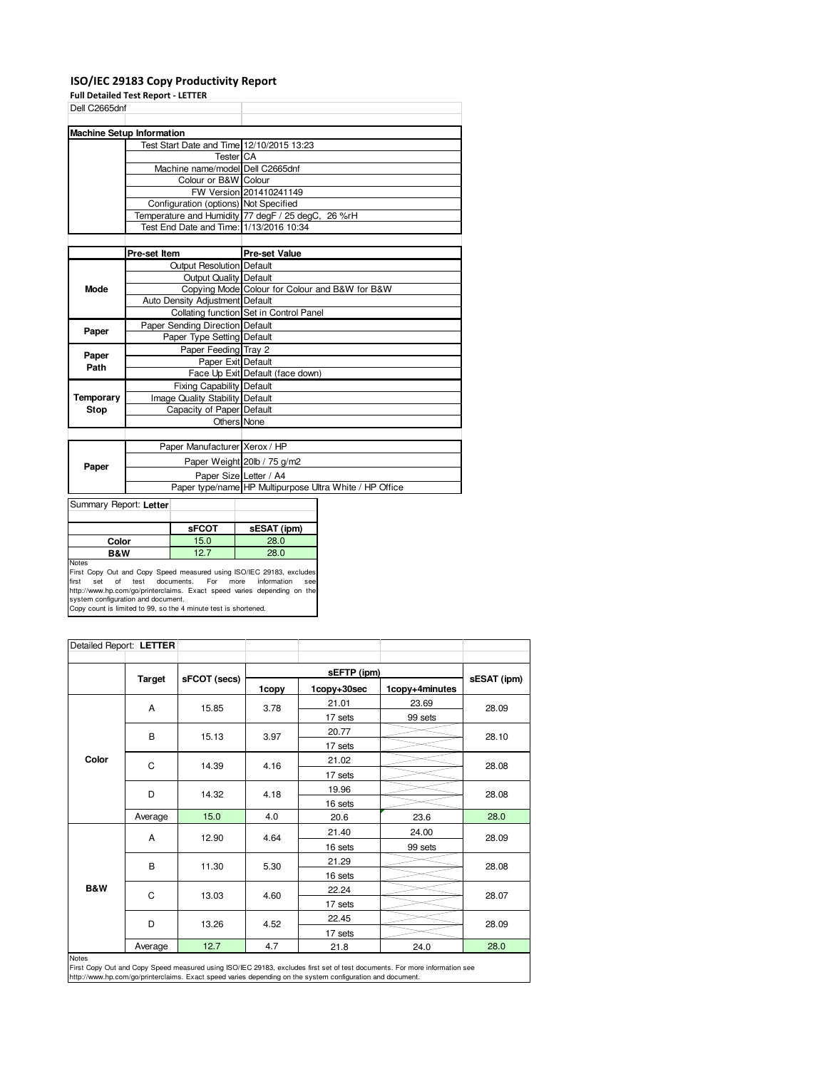# ISO/IEC 29183 Copy Productivity Report

**Full Detailed Test Report - LETTER**

Dell C2665dnf

| Machine Setup Information | | |
|---|---|---|
| | Test Start Date and Time | 12/10/2015 13:23 |
| | Tester | CA |
| | Machine name/model | Dell C2665dnf |
| | Colour or B&W | Colour |
| | FW Version | 201410241149 |
| | Configuration (options) | Not Specified |
| | Temperature and Humidity | 77 degF / 25 degC, 26 %rH |
| | Test End Date and Time: | 1/13/2016 10:34 |

| | Pre-set Item | Pre-set Value |
|---|---|---|
| **Mode** | Output Resolution | Default |
| | Output Quality | Default |
| | Copying Mode | Colour for Colour and B&W for B&W |
| | Auto Density Adjustment | Default |
| | Collating function | Set in Control Panel |
| **Paper** | Paper Sending Direction | Default |
| | Paper Type Setting | Default |
| **Paper Path** | Paper Feeding | Tray 2 |
| | Paper Exit | Default |
| | Face Up Exit | Default (face down) |
| **Temporary Stop** | Fixing Capability | Default |
| | Image Quality Stability | Default |
| | Capacity of Paper | Default |
| | Others | None |

| | | |
|---|---|---|
| **Paper** | Paper Manufacturer | Xerox / HP |
| | Paper Weight | 20lb / 75 g/m2 |
| | Paper Size | Letter / A4 |
| | Paper type/name | HP Multipurpose Ultra White / HP Office |

Summary Report: **Letter**

| | sFCOT | sESAT (ipm) |
|---|---|---|
| **Color** | 15.0 | 28.0 |
| **B&W** | 12.7 | 28.0 |

Notes
First Copy Out and Copy Speed measured using ISO/IEC 29183, excludes first set of test documents. For more information see http://www.hp.com/go/printerclaims. Exact speed varies depending on the system configuration and document.
Copy count is limited to 99, so the 4 minute test is shortened.

Detailed Report: **LETTER**

| | Target | sFCOT (secs) | sEFTP (ipm) | | | sESAT (ipm) |
|---|---|---|---|---|---|---|
| | | | 1copy | 1copy+30sec | 1copy+4minutes | |
| **Color** | A | 15.85 | 3.78 | 21.01 | 23.69 | 28.09 |
| | | | | 17 sets | 99 sets | |
| | B | 15.13 | 3.97 | 20.77 | | 28.10 |
| | | | | 17 sets | | |
| | C | 14.39 | 4.16 | 21.02 | | 28.08 |
| | | | | 17 sets | | |
| | D | 14.32 | 4.18 | 19.96 | | 28.08 |
| | | | | 16 sets | | |
| | Average | 15.0 | 4.0 | 20.6 | 23.6 | 28.0 |
| **B&W** | A | 12.90 | 4.64 | 21.40 | 24.00 | 28.09 |
| | | | | 16 sets | 99 sets | |
| | B | 11.30 | 5.30 | 21.29 | | 28.08 |
| | | | | 16 sets | | |
| | C | 13.03 | 4.60 | 22.24 | | 28.07 |
| | | | | 17 sets | | |
| | D | 13.26 | 4.52 | 22.45 | | 28.09 |
| | | | | 17 sets | | |
| | Average | 12.7 | 4.7 | 21.8 | 24.0 | 28.0 |

Notes
First Copy Out and Copy Speed measured using ISO/IEC 29183, excludes first set of test documents. For more information see http://www.hp.com/go/printerclaims. Exact speed varies depending on the system configuration and document.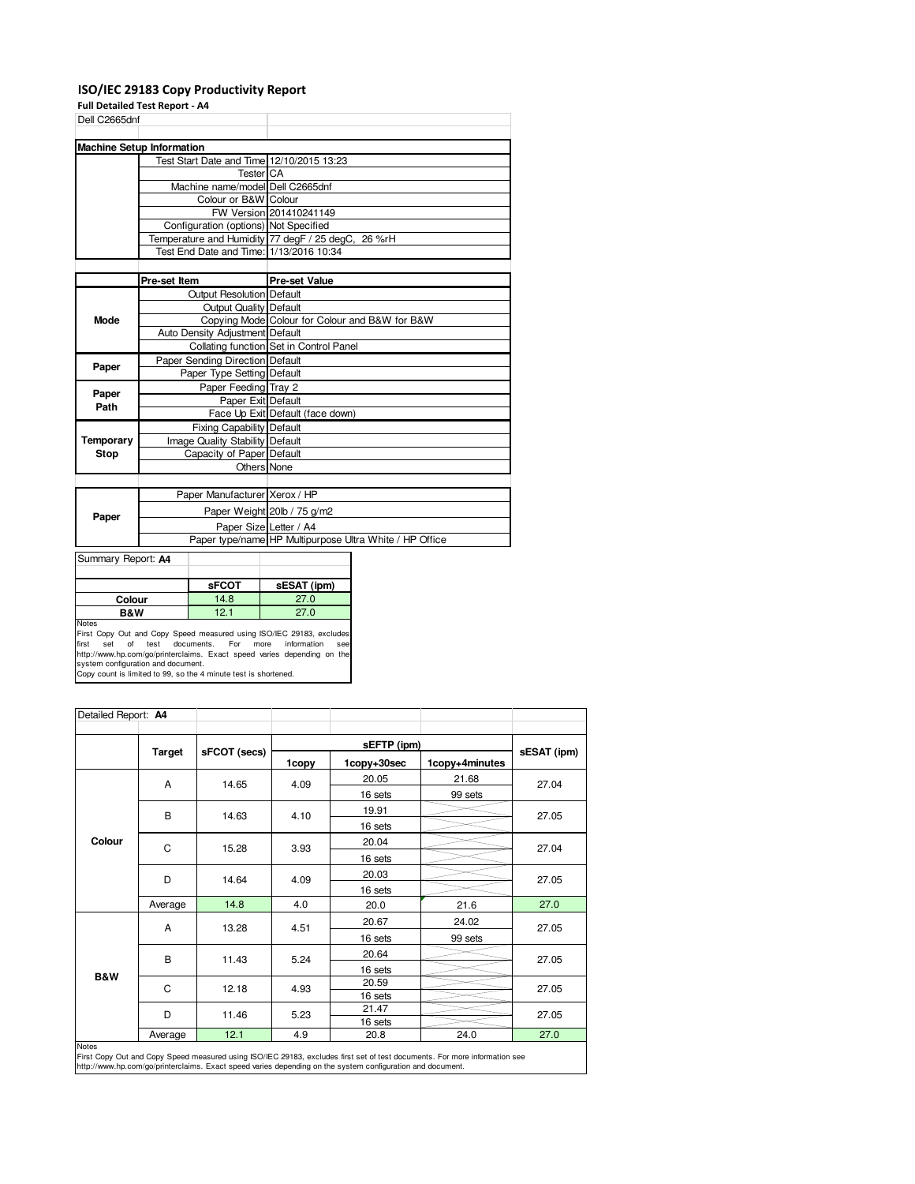# ISO/IEC 29183 Copy Productivity Report

**Full Detailed Test Report - A4**

Dell C2665dnf

| Machine Setup Information | | |
|---|---|---|
| | Test Start Date and Time | 12/10/2015 13:23 |
| | Tester | CA |
| | Machine name/model | Dell C2665dnf |
| | Colour or B&W | Colour |
| | FW Version | 201410241149 |
| | Configuration (options) | Not Specified |
| | Temperature and Humidity | 77 degF / 25 degC, 26 %rH |
| | Test End Date and Time: | 1/13/2016 10:34 |

| | Pre-set Item | Pre-set Value |
|---|---|---|
| Mode | Output Resolution | Default |
| | Output Quality | Default |
| | Copying Mode | Colour for Colour and B&W for B&W |
| | Auto Density Adjustment | Default |
| | Collating function | Set in Control Panel |
| Paper | Paper Sending Direction | Default |
| | Paper Type Setting | Default |
| Paper Path | Paper Feeding | Tray 2 |
| | Paper Exit | Default |
| | Face Up Exit | Default (face down) |
| Temporary Stop | Fixing Capability | Default |
| | Image Quality Stability | Default |
| | Capacity of Paper | Default |
| | Others | None |

| | | |
|---|---|---|
| Paper | Paper Manufacturer | Xerox / HP |
| | Paper Weight | 20lb / 75 g/m2 |
| | Paper Size | Letter / A4 |
| | Paper type/name | HP Multipurpose Ultra White / HP Office |

Summary Report: **A4**

| | sFCOT | sESAT (ipm) |
|---|---|---|
| **Colour** | 14.8 | 27.0 |
| **B&W** | 12.1 | 27.0 |

Notes
First Copy Out and Copy Speed measured using ISO/IEC 29183, excludes first set of test documents. For more information see http://www.hp.com/go/printerclaims. Exact speed varies depending on the system configuration and document.
Copy count is limited to 99, so the 4 minute test is shortened.

Detailed Report: **A4**

| | Target | sFCOT (secs) | sEFTP (ipm) 1copy | sEFTP (ipm) 1copy+30sec | sEFTP (ipm) 1copy+4minutes | sESAT (ipm) |
|---|---|---|---|---|---|---|
| **Colour** | A | 14.65 | 4.09 | 20.05 / 16 sets | 21.68 / 99 sets | 27.04 |
| | B | 14.63 | 4.10 | 19.91 / 16 sets | | 27.05 |
| | C | 15.28 | 3.93 | 20.04 / 16 sets | | 27.04 |
| | D | 14.64 | 4.09 | 20.03 / 16 sets | | 27.05 |
| | Average | 14.8 | 4.0 | 20.0 | 21.6 | 27.0 |
| **B&W** | A | 13.28 | 4.51 | 20.67 / 16 sets | 24.02 / 99 sets | 27.05 |
| | B | 11.43 | 5.24 | 20.64 / 16 sets | | 27.05 |
| | C | 12.18 | 4.93 | 20.59 / 16 sets | | 27.05 |
| | D | 11.46 | 5.23 | 21.47 / 16 sets | | 27.05 |
| | Average | 12.1 | 4.9 | 20.8 | 24.0 | 27.0 |

Notes
First Copy Out and Copy Speed measured using ISO/IEC 29183, excludes first set of test documents. For more information see http://www.hp.com/go/printerclaims. Exact speed varies depending on the system configuration and document.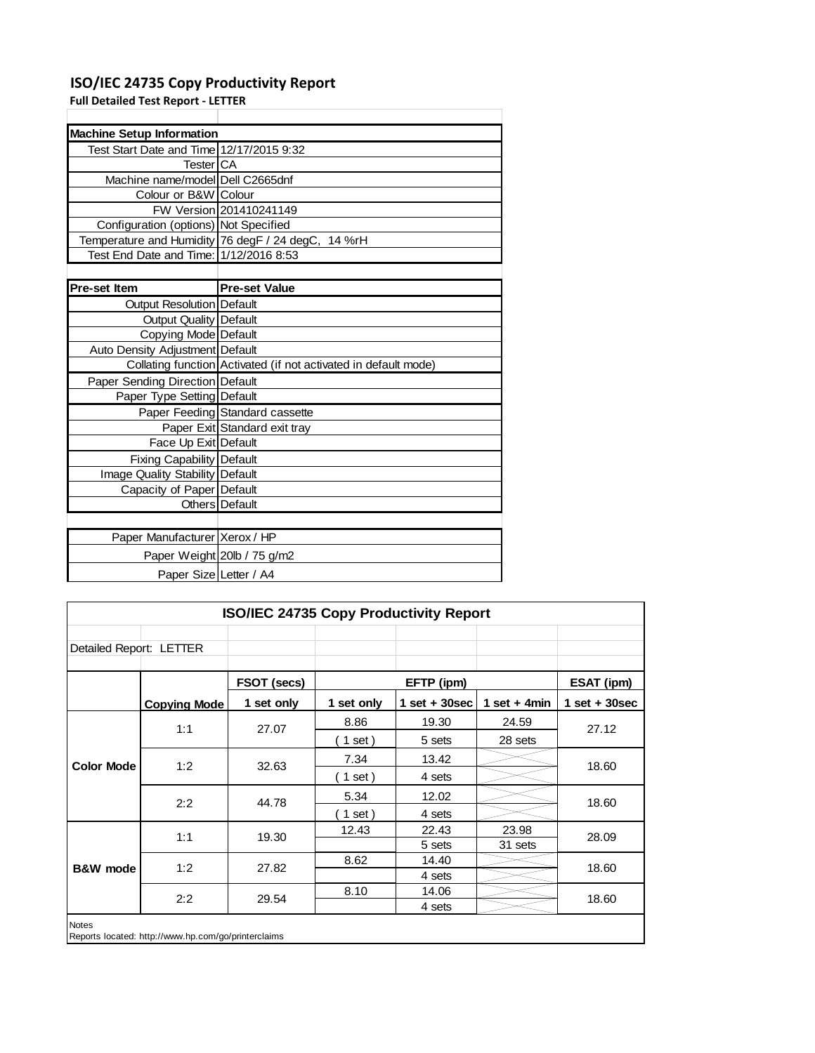# ISO/IEC 24735 Copy Productivity Report

**Full Detailed Test Report - LETTER**

| Machine Setup Information | |
|---|---|
| Test Start Date and Time | 12/17/2015 9:32 |
| Tester | CA |
| Machine name/model | Dell C2665dnf |
| Colour or B&W | Colour |
| FW Version | 201410241149 |
| Configuration (options) | Not Specified |
| Temperature and Humidity | 76 degF / 24 degC, 14 %rH |
| Test End Date and Time: | 1/12/2016 8:53 |

| Pre-set Item | Pre-set Value |
|---|---|
| Output Resolution | Default |
| Output Quality | Default |
| Copying Mode | Default |
| Auto Density Adjustment | Default |
| Collating function | Activated (if not activated in default mode) |
| Paper Sending Direction | Default |
| Paper Type Setting | Default |
| Paper Feeding | Standard cassette |
| Paper Exit | Standard exit tray |
| Face Up Exit | Default |
| Fixing Capability | Default |
| Image Quality Stability | Default |
| Capacity of Paper | Default |
| Others | Default |

| | |
|---|---|
| Paper Manufacturer | Xerox / HP |
| Paper Weight | 20lb / 75 g/m2 |
| Paper Size | Letter / A4 |

**ISO/IEC 24735 Copy Productivity Report**

Detailed Report: LETTER

| | | FSOT (secs) | EFTP (ipm) | | | ESAT (ipm) |
|---|---|---|---|---|---|---|
| | **Copying Mode** | **1 set only** | **1 set only** | **1 set + 30sec** | **1 set + 4min** | **1 set + 30sec** |
| **Color Mode** | 1:1 | 27.07 | 8.86 | 19.30 | 24.59 | 27.12 |
| | | | ( 1 set ) | 5 sets | 28 sets | |
| | 1:2 | 32.63 | 7.34 | 13.42 | | 18.60 |
| | | | ( 1 set ) | 4 sets | | |
| | 2:2 | 44.78 | 5.34 | 12.02 | | 18.60 |
| | | | ( 1 set ) | 4 sets | | |
| **B&W mode** | 1:1 | 19.30 | 12.43 | 22.43 | 23.98 | 28.09 |
| | | | | 5 sets | 31 sets | |
| | 1:2 | 27.82 | 8.62 | 14.40 | | 18.60 |
| | | | | 4 sets | | |
| | 2:2 | 29.54 | 8.10 | 14.06 | | 18.60 |
| | | | | 4 sets | | |

Notes

Reports located: http://www.hp.com/go/printerclaims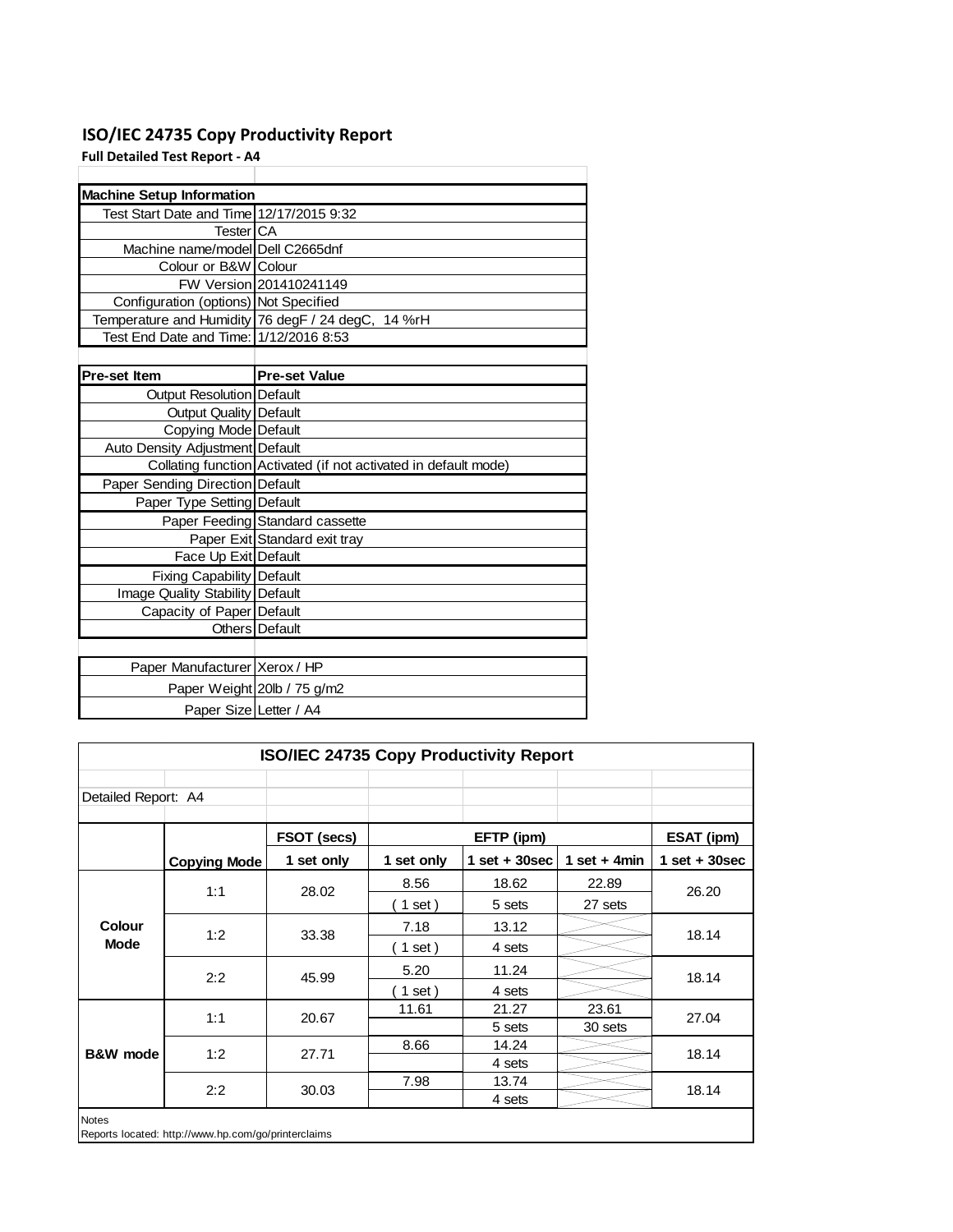## ISO/IEC 24735 Copy Productivity Report

**Full Detailed Test Report - A4**

| Machine Setup Information | |
|---|---|
| Test Start Date and Time | 12/17/2015 9:32 |
| Tester | CA |
| Machine name/model | Dell C2665dnf |
| Colour or B&W | Colour |
| FW Version | 201410241149 |
| Configuration (options) | Not Specified |
| Temperature and Humidity | 76 degF / 24 degC, 14 %rH |
| Test End Date and Time: | 1/12/2016 8:53 |

| Pre-set Item | Pre-set Value |
|---|---|
| Output Resolution | Default |
| Output Quality | Default |
| Copying Mode | Default |
| Auto Density Adjustment | Default |
| Collating function | Activated (if not activated in default mode) |
| Paper Sending Direction | Default |
| Paper Type Setting | Default |
| Paper Feeding | Standard cassette |
| Paper Exit | Standard exit tray |
| Face Up Exit | Default |
| Fixing Capability | Default |
| Image Quality Stability | Default |
| Capacity of Paper | Default |
| Others | Default |

| | |
|---|---|
| Paper Manufacturer | Xerox / HP |
| Paper Weight | 20lb / 75 g/m2 |
| Paper Size | Letter / A4 |

**ISO/IEC 24735 Copy Productivity Report**

Detailed Report: A4

| | | FSOT (secs) | EFTP (ipm) | | | ESAT (ipm) |
|---|---|---|---|---|---|---|
| | **Copying Mode** | **1 set only** | **1 set only** | **1 set + 30sec** | **1 set + 4min** | **1 set + 30sec** |
| **Colour Mode** | 1:1 | 28.02 | 8.56 | 18.62 | 22.89 | 26.20 |
| | | | ( 1 set ) | 5 sets | 27 sets | |
| | 1:2 | 33.38 | 7.18 | 13.12 | | 18.14 |
| | | | ( 1 set ) | 4 sets | | |
| | 2:2 | 45.99 | 5.20 | 11.24 | | 18.14 |
| | | | ( 1 set ) | 4 sets | | |
| **B&W mode** | 1:1 | 20.67 | 11.61 | 21.27 | 23.61 | 27.04 |
| | | | | 5 sets | 30 sets | |
| | 1:2 | 27.71 | 8.66 | 14.24 | | 18.14 |
| | | | | 4 sets | | |
| | 2:2 | 30.03 | 7.98 | 13.74 | | 18.14 |
| | | | | 4 sets | | |

Notes

Reports located: http://www.hp.com/go/printerclaims